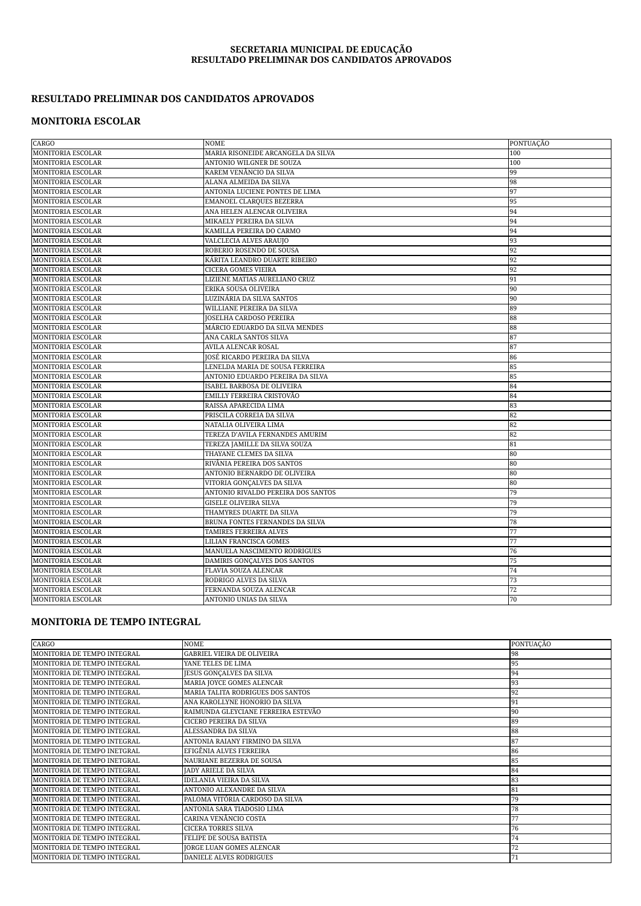**SECRETARIA MUNICIPAL DE EDUCAÇÃO**
**RESULTADO PRELIMINAR DOS CANDIDATOS APROVADOS**

## RESULTADO PRELIMINAR DOS CANDIDATOS APROVADOS

## MONITORIA ESCOLAR

| CARGO | NOME | PONTUAÇÃO |
|---|---|---|
| MONITORIA ESCOLAR | MARIA RISONEIDE ARCANGELA DA SILVA | 100 |
| MONITORIA ESCOLAR | ANTONIO WILGNER DE SOUZA | 100 |
| MONITORIA ESCOLAR | KAREM VENÂNCIO DA SILVA | 99 |
| MONITORIA ESCOLAR | ALANA ALMEIDA DA SILVA | 98 |
| MONITORIA ESCOLAR | ANTONIA LUCIENE PONTES DE LIMA | 97 |
| MONITORIA ESCOLAR | EMANOEL CLARQUES BEZERRA | 95 |
| MONITORIA ESCOLAR | ANA HELEN ALENCAR OLIVEIRA | 94 |
| MONITORIA ESCOLAR | MIKAELY PEREIRA DA SILVA | 94 |
| MONITORIA ESCOLAR | KAMILLA PEREIRA DO CARMO | 94 |
| MONITORIA ESCOLAR | VALCLECIA ALVES ARAUJO | 93 |
| MONITORIA ESCOLAR | ROBERIO ROSENDO DE SOUSA | 92 |
| MONITORIA ESCOLAR | KÁRITA LEANDRO DUARTE RIBEIRO | 92 |
| MONITORIA ESCOLAR | CICERA GOMES VIEIRA | 92 |
| MONITORIA ESCOLAR | LIZIENE MATIAS AURELIANO CRUZ | 91 |
| MONITORIA ESCOLAR | ERIKA SOUSA OLIVEIRA | 90 |
| MONITORIA ESCOLAR | LUZINÁRIA DA SILVA SANTOS | 90 |
| MONITORIA ESCOLAR | WILLIANE PEREIRA DA SILVA | 89 |
| MONITORIA ESCOLAR | JOSELHA CARDOSO PEREIRA | 88 |
| MONITORIA ESCOLAR | MÁRCIO EDUARDO DA SILVA MENDES | 88 |
| MONITORIA ESCOLAR | ANA CARLA SANTOS SILVA | 87 |
| MONITORIA ESCOLAR | AVILA ALENCAR ROSAL | 87 |
| MONITORIA ESCOLAR | JOSÉ RICARDO PEREIRA DA SILVA | 86 |
| MONITORIA ESCOLAR | LENELDA MARIA DE SOUSA FERREIRA | 85 |
| MONITORIA ESCOLAR | ANTONIO EDUARDO PEREIRA DA SILVA | 85 |
| MONITORIA ESCOLAR | ISABEL BARBOSA DE OLIVEIRA | 84 |
| MONITORIA ESCOLAR | EMILLY FERREIRA CRISTOVÃO | 84 |
| MONITORIA ESCOLAR | RAISSA APARECIDA LIMA | 83 |
| MONITORIA ESCOLAR | PRISCILA CORREIA DA SILVA | 82 |
| MONITORIA ESCOLAR | NATALIA OLIVEIRA LIMA | 82 |
| MONITORIA ESCOLAR | TEREZA D'AVILA FERNANDES AMURIM | 82 |
| MONITORIA ESCOLAR | TEREZA JAMILLE DA SILVA SOUZA | 81 |
| MONITORIA ESCOLAR | THAYANE CLEMES DA SILVA | 80 |
| MONITORIA ESCOLAR | RIVÂNIA PEREIRA DOS SANTOS | 80 |
| MONITORIA ESCOLAR | ANTONIO BERNARDO DE OLIVEIRA | 80 |
| MONITORIA ESCOLAR | VITORIA GONÇALVES DA SILVA | 80 |
| MONITORIA ESCOLAR | ANTONIO RIVALDO PEREIRA DOS SANTOS | 79 |
| MONITORIA ESCOLAR | GISELE OLIVEIRA SILVA | 79 |
| MONITORIA ESCOLAR | THAMYRES DUARTE DA SILVA | 79 |
| MONITORIA ESCOLAR | BRUNA FONTES FERNANDES DA SILVA | 78 |
| MONITORIA ESCOLAR | TAMIRES FERREIRA ALVES | 77 |
| MONITORIA ESCOLAR | LILIAN FRANCISCA GOMES | 77 |
| MONITORIA ESCOLAR | MANUELA NASCIMENTO RODRIGUES | 76 |
| MONITORIA ESCOLAR | DAMIRIS GONÇALVES DOS SANTOS | 75 |
| MONITORIA ESCOLAR | FLAVIA SOUZA ALENCAR | 74 |
| MONITORIA ESCOLAR | RODRIGO ALVES DA SILVA | 73 |
| MONITORIA ESCOLAR | FERNANDA SOUZA ALENCAR | 72 |
| MONITORIA ESCOLAR | ANTONIO UNIAS DA SILVA | 70 |

## MONITORIA DE TEMPO INTEGRAL

| CARGO | NOME | PONTUAÇÃO |
|---|---|---|
| MONITORIA DE TEMPO INTEGRAL | GABRIEL VIEIRA DE OLIVEIRA | 98 |
| MONITORIA DE TEMPO INTEGRAL | YANE TELES DE LIMA | 95 |
| MONITORIA DE TEMPO INTEGRAL | JESUS GONÇALVES DA SILVA | 94 |
| MONITORIA DE TEMPO INTEGRAL | MARIA JOYCE GOMES ALENCAR | 93 |
| MONITORIA DE TEMPO INTEGRAL | MARIA TALITA RODRIGUES DOS SANTOS | 92 |
| MONITORIA DE TEMPO INTEGRAL | ANA KAROLLYNE HONORIO DA SILVA | 91 |
| MONITORIA DE TEMPO INTEGRAL | RAIMUNDA GLEYCIANE FERREIRA ESTEVÃO | 90 |
| MONITORIA DE TEMPO INTEGRAL | CICERO PEREIRA DA SILVA | 89 |
| MONITORIA DE TEMPO INTEGRAL | ALESSANDRA DA SILVA | 88 |
| MONITORIA DE TEMPO INTEGRAL | ANTONIA RAIANY FIRMINO DA SILVA | 87 |
| MONITORIA DE TEMPO INETGRAL | EFIGÊNIA ALVES FERREIRA | 86 |
| MONITORIA DE TEMPO INETGRAL | NAURIANE BEZERRA DE SOUSA | 85 |
| MONITORIA DE TEMPO INTEGRAL | JADY ARIELE DA SILVA | 84 |
| MONITORIA DE TEMPO INTEGRAL | IDELANIA VIEIRA DA SILVA | 83 |
| MONITORIA DE TEMPO INTEGRAL | ANTONIO ALEXANDRE DA SILVA | 81 |
| MONITORIA DE TEMPO INTEGRAL | PALOMA VITÓRIA CARDOSO DA SILVA | 79 |
| MONITORIA DE TEMPO INTEGRAL | ANTONIA SARA TIADOSIO LIMA | 78 |
| MONITORIA DE TEMPO INTEGRAL | CARINA VENÂNCIO COSTA | 77 |
| MONITORIA DE TEMPO INTEGRAL | CICERA TORRES SILVA | 76 |
| MONITORIA DE TEMPO INTEGRAL | FELIPE DE SOUSA BATISTA | 74 |
| MONITORIA DE TEMPO INTEGRAL | JORGE LUAN GOMES ALENCAR | 72 |
| MONITORIA DE TEMPO INTEGRAL | DANIELE ALVES RODRIGUES | 71 |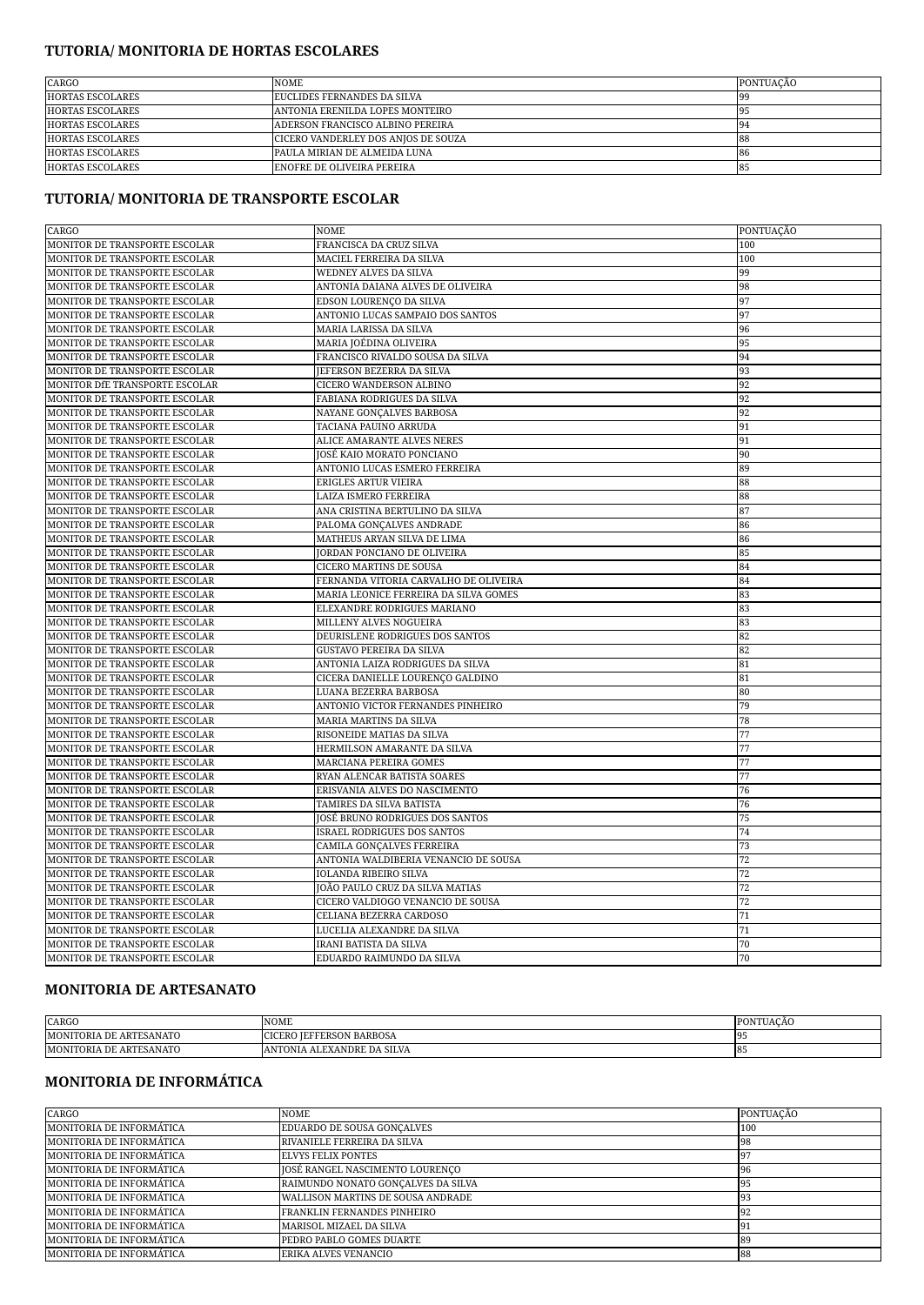## TUTORIA/ MONITORIA DE HORTAS ESCOLARES

| CARGO | NOME | PONTUAÇÃO |
|---|---|---|
| HORTAS ESCOLARES | EUCLIDES FERNANDES DA SILVA | 99 |
| HORTAS ESCOLARES | ANTONIA ERENILDA LOPES MONTEIRO | 95 |
| HORTAS ESCOLARES | ADERSON FRANCISCO ALBINO PEREIRA | 94 |
| HORTAS ESCOLARES | CICERO VANDERLEY DOS ANJOS DE SOUZA | 88 |
| HORTAS ESCOLARES | PAULA MIRIAN DE ALMEIDA LUNA | 86 |
| HORTAS ESCOLARES | ENOFRE DE OLIVEIRA PEREIRA | 85 |

## TUTORIA/ MONITORIA DE TRANSPORTE ESCOLAR

| CARGO | NOME | PONTUAÇÃO |
|---|---|---|
| MONITOR DE TRANSPORTE ESCOLAR | FRANCISCA DA CRUZ SILVA | 100 |
| MONITOR DE TRANSPORTE ESCOLAR | MACIEL FERREIRA DA SILVA | 100 |
| MONITOR DE TRANSPORTE ESCOLAR | WEDNEY ALVES DA SILVA | 99 |
| MONITOR DE TRANSPORTE ESCOLAR | ANTONIA DAIANA ALVES DE OLIVEIRA | 98 |
| MONITOR DE TRANSPORTE ESCOLAR | EDSON LOURENÇO DA SILVA | 97 |
| MONITOR DE TRANSPORTE ESCOLAR | ANTONIO LUCAS SAMPAIO DOS SANTOS | 97 |
| MONITOR DE TRANSPORTE ESCOLAR | MARIA LARISSA DA SILVA | 96 |
| MONITOR DE TRANSPORTE ESCOLAR | MARIA JOÉDINA OLIVEIRA | 95 |
| MONITOR DE TRANSPORTE ESCOLAR | FRANCISCO RIVALDO SOUSA DA SILVA | 94 |
| MONITOR DE TRANSPORTE ESCOLAR | JEFERSON BEZERRA DA SILVA | 93 |
| MONITOR DfE TRANSPORTE ESCOLAR | CICERO WANDERSON ALBINO | 92 |
| MONITOR DE TRANSPORTE ESCOLAR | FABIANA RODRIGUES DA SILVA | 92 |
| MONITOR DE TRANSPORTE ESCOLAR | NAYANE GONÇALVES BARBOSA | 92 |
| MONITOR DE TRANSPORTE ESCOLAR | TACIANA PAUINO ARRUDA | 91 |
| MONITOR DE TRANSPORTE ESCOLAR | ALICE AMARANTE ALVES NERES | 91 |
| MONITOR DE TRANSPORTE ESCOLAR | JOSÉ KAIO MORATO PONCIANO | 90 |
| MONITOR DE TRANSPORTE ESCOLAR | ANTONIO LUCAS ESMERO FERREIRA | 89 |
| MONITOR DE TRANSPORTE ESCOLAR | ERIGLES ARTUR VIEIRA | 88 |
| MONITOR DE TRANSPORTE ESCOLAR | LAIZA ISMERO FERREIRA | 88 |
| MONITOR DE TRANSPORTE ESCOLAR | ANA CRISTINA BERTULINO DA SILVA | 87 |
| MONITOR DE TRANSPORTE ESCOLAR | PALOMA GONÇALVES ANDRADE | 86 |
| MONITOR DE TRANSPORTE ESCOLAR | MATHEUS ARYAN SILVA DE LIMA | 86 |
| MONITOR DE TRANSPORTE ESCOLAR | JORDAN PONCIANO DE OLIVEIRA | 85 |
| MONITOR DE TRANSPORTE ESCOLAR | CICERO MARTINS DE SOUSA | 84 |
| MONITOR DE TRANSPORTE ESCOLAR | FERNANDA VITORIA CARVALHO DE OLIVEIRA | 84 |
| MONITOR DE TRANSPORTE ESCOLAR | MARIA LEONICE FERREIRA DA SILVA GOMES | 83 |
| MONITOR DE TRANSPORTE ESCOLAR | ELEXANDRE RODRIGUES MARIANO | 83 |
| MONITOR DE TRANSPORTE ESCOLAR | MILLENY ALVES NOGUEIRA | 83 |
| MONITOR DE TRANSPORTE ESCOLAR | DEURISLENE RODRIGUES DOS SANTOS | 82 |
| MONITOR DE TRANSPORTE ESCOLAR | GUSTAVO PEREIRA DA SILVA | 82 |
| MONITOR DE TRANSPORTE ESCOLAR | ANTONIA LAIZA RODRIGUES DA SILVA | 81 |
| MONITOR DE TRANSPORTE ESCOLAR | CICERA DANIELLE LOURENÇO GALDINO | 81 |
| MONITOR DE TRANSPORTE ESCOLAR | LUANA BEZERRA BARBOSA | 80 |
| MONITOR DE TRANSPORTE ESCOLAR | ANTONIO VICTOR FERNANDES PINHEIRO | 79 |
| MONITOR DE TRANSPORTE ESCOLAR | MARIA MARTINS DA SILVA | 78 |
| MONITOR DE TRANSPORTE ESCOLAR | RISONEIDE MATIAS DA SILVA | 77 |
| MONITOR DE TRANSPORTE ESCOLAR | HERMILSON AMARANTE DA SILVA | 77 |
| MONITOR DE TRANSPORTE ESCOLAR | MARCIANA PEREIRA GOMES | 77 |
| MONITOR DE TRANSPORTE ESCOLAR | RYAN ALENCAR BATISTA SOARES | 77 |
| MONITOR DE TRANSPORTE ESCOLAR | ERISVANIA ALVES DO NASCIMENTO | 76 |
| MONITOR DE TRANSPORTE ESCOLAR | TAMIRES DA SILVA BATISTA | 76 |
| MONITOR DE TRANSPORTE ESCOLAR | JOSÉ BRUNO RODRIGUES DOS SANTOS | 75 |
| MONITOR DE TRANSPORTE ESCOLAR | ISRAEL RODRIGUES DOS SANTOS | 74 |
| MONITOR DE TRANSPORTE ESCOLAR | CAMILA GONÇALVES FERREIRA | 73 |
| MONITOR DE TRANSPORTE ESCOLAR | ANTONIA WALDIBERIA VENANCIO DE SOUSA | 72 |
| MONITOR DE TRANSPORTE ESCOLAR | IOLANDA RIBEIRO SILVA | 72 |
| MONITOR DE TRANSPORTE ESCOLAR | JOÃO PAULO CRUZ DA SILVA MATIAS | 72 |
| MONITOR DE TRANSPORTE ESCOLAR | CICERO VALDIOGO VENANCIO DE SOUSA | 72 |
| MONITOR DE TRANSPORTE ESCOLAR | CELIANA BEZERRA CARDOSO | 71 |
| MONITOR DE TRANSPORTE ESCOLAR | LUCELIA ALEXANDRE DA SILVA | 71 |
| MONITOR DE TRANSPORTE ESCOLAR | IRANI BATISTA DA SILVA | 70 |
| MONITOR DE TRANSPORTE ESCOLAR | EDUARDO RAIMUNDO DA SILVA | 70 |

## MONITORIA DE ARTESANATO

| CARGO | NOME | PONTUAÇÃO |
|---|---|---|
| MONITORIA DE ARTESANATO | CICERO JEFFERSON BARBOSA | 95 |
| MONITORIA DE ARTESANATO | ANTONIA ALEXANDRE DA SILVA | 85 |

## MONITORIA DE INFORMÁTICA

| CARGO | NOME | PONTUAÇÃO |
|---|---|---|
| MONITORIA DE INFORMÁTICA | EDUARDO DE SOUSA GONÇALVES | 100 |
| MONITORIA DE INFORMÁTICA | RIVANIELE FERREIRA DA SILVA | 98 |
| MONITORIA DE INFORMÁTICA | ELVYS FELIX PONTES | 97 |
| MONITORIA DE INFORMÁTICA | JOSÉ RANGEL NASCIMENTO LOURENÇO | 96 |
| MONITORIA DE INFORMÁTICA | RAIMUNDO NONATO GONÇALVES DA SILVA | 95 |
| MONITORIA DE INFORMÁTICA | WALLISON MARTINS DE SOUSA ANDRADE | 93 |
| MONITORIA DE INFORMÁTICA | FRANKLIN FERNANDES PINHEIRO | 92 |
| MONITORIA DE INFORMÁTICA | MARISOL MIZAEL DA SILVA | 91 |
| MONITORIA DE INFORMÁTICA | PEDRO PABLO GOMES DUARTE | 89 |
| MONITORIA DE INFORMÁTICA | ERIKA ALVES VENANCIO | 88 |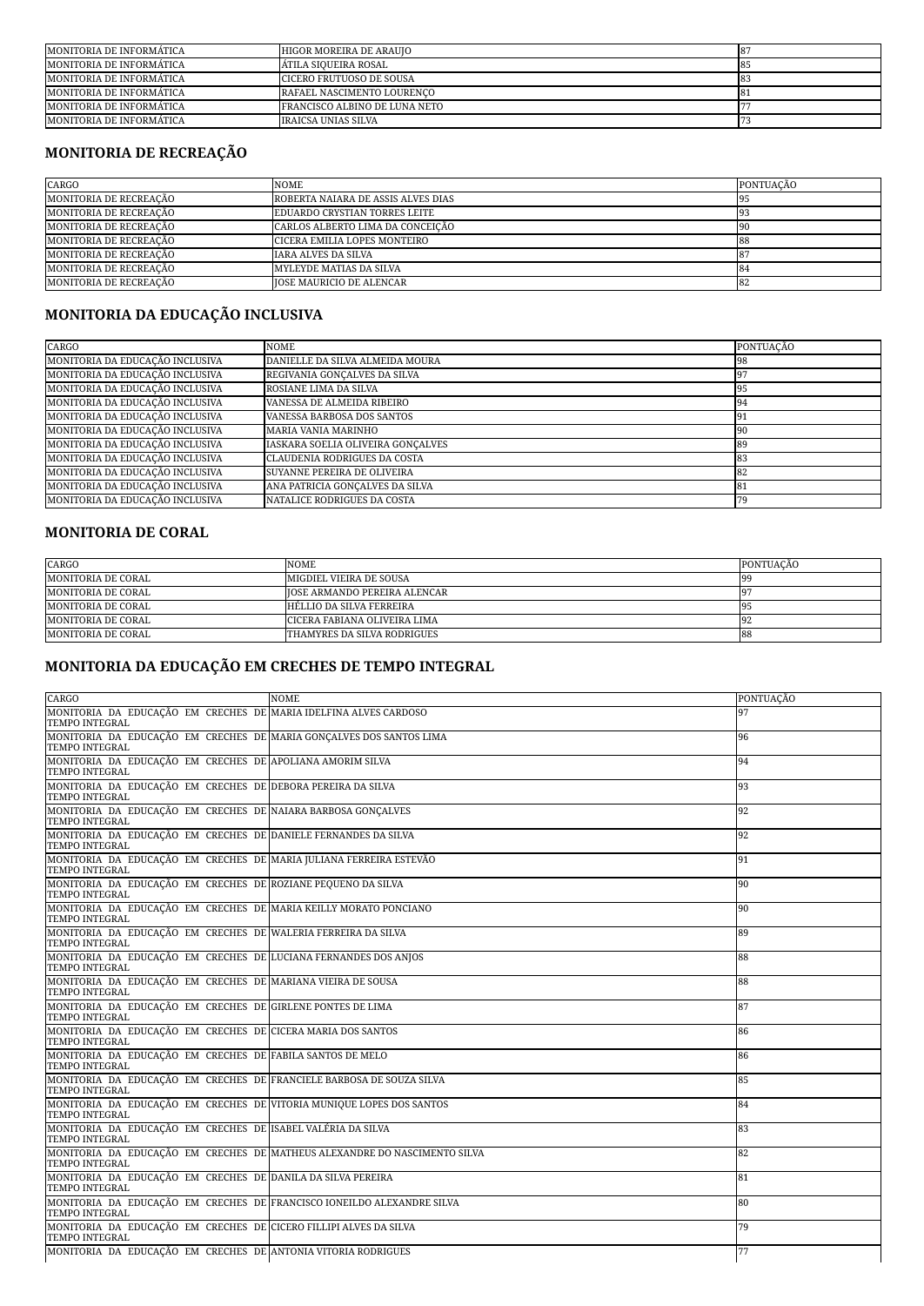| MONITORIA DE INFORMÁTICA | HIGOR MOREIRA DE ARAUJO | 87 |
|---|---|---|
| MONITORIA DE INFORMÁTICA | ÁTILA SIQUEIRA ROSAL | 85 |
| MONITORIA DE INFORMÁTICA | CICERO FRUTUOSO DE SOUSA | 83 |
| MONITORIA DE INFORMÁTICA | RAFAEL NASCIMENTO LOURENÇO | 81 |
| MONITORIA DE INFORMÁTICA | FRANCISCO ALBINO DE LUNA NETO | 77 |
| MONITORIA DE INFORMÁTICA | IRAICSA UNIAS SILVA | 73 |

## MONITORIA DE RECREAÇÃO

| CARGO | NOME | PONTUAÇÃO |
|---|---|---|
| MONITORIA DE RECREAÇÃO | ROBERTA NAIARA DE ASSIS ALVES DIAS | 95 |
| MONITORIA DE RECREAÇÃO | EDUARDO CRYSTIAN TORRES LEITE | 93 |
| MONITORIA DE RECREAÇÃO | CARLOS ALBERTO LIMA DA CONCEIÇÃO | 90 |
| MONITORIA DE RECREAÇÃO | CICERA EMILIA LOPES MONTEIRO | 88 |
| MONITORIA DE RECREAÇÃO | IARA ALVES DA SILVA | 87 |
| MONITORIA DE RECREAÇÃO | MYLEYDE MATIAS DA SILVA | 84 |
| MONITORIA DE RECREAÇÃO | JOSE MAURICIO DE ALENCAR | 82 |

## MONITORIA DA EDUCAÇÃO INCLUSIVA

| CARGO | NOME | PONTUAÇÃO |
|---|---|---|
| MONITORIA DA EDUCAÇÃO INCLUSIVA | DANIELLE DA SILVA ALMEIDA MOURA | 98 |
| MONITORIA DA EDUCAÇÃO INCLUSIVA | REGIVANIA GONÇALVES DA SILVA | 97 |
| MONITORIA DA EDUCAÇÃO INCLUSIVA | ROSIANE LIMA DA SILVA | 95 |
| MONITORIA DA EDUCAÇÃO INCLUSIVA | VANESSA DE ALMEIDA RIBEIRO | 94 |
| MONITORIA DA EDUCAÇÃO INCLUSIVA | VANESSA BARBOSA DOS SANTOS | 91 |
| MONITORIA DA EDUCAÇÃO INCLUSIVA | MARIA VANIA MARINHO | 90 |
| MONITORIA DA EDUCAÇÃO INCLUSIVA | IASKARA SOELIA OLIVEIRA GONÇALVES | 89 |
| MONITORIA DA EDUCAÇÃO INCLUSIVA | CLAUDENIA RODRIGUES DA COSTA | 83 |
| MONITORIA DA EDUCAÇÃO INCLUSIVA | SUYANNE PEREIRA DE OLIVEIRA | 82 |
| MONITORIA DA EDUCAÇÃO INCLUSIVA | ANA PATRICIA GONÇALVES DA SILVA | 81 |
| MONITORIA DA EDUCAÇÃO INCLUSIVA | NATALICE RODRIGUES DA COSTA | 79 |

## MONITORIA DE CORAL

| CARGO | NOME | PONTUAÇÃO |
|---|---|---|
| MONITORIA DE CORAL | MIGDIEL VIEIRA DE SOUSA | 99 |
| MONITORIA DE CORAL | JOSE ARMANDO PEREIRA ALENCAR | 97 |
| MONITORIA DE CORAL | HÉLLIO DA SILVA FERREIRA | 95 |
| MONITORIA DE CORAL | CICERA FABIANA OLIVEIRA LIMA | 92 |
| MONITORIA DE CORAL | THAMYRES DA SILVA RODRIGUES | 88 |

## MONITORIA DA EDUCAÇÃO EM CRECHES DE TEMPO INTEGRAL

| CARGO | NOME | PONTUAÇÃO |
|---|---|---|
| MONITORIA DA EDUCAÇÃO EM CRECHES DE TEMPO INTEGRAL | MARIA IDELFINA ALVES CARDOSO | 97 |
| MONITORIA DA EDUCAÇÃO EM CRECHES DE TEMPO INTEGRAL | MARIA GONÇALVES DOS SANTOS LIMA | 96 |
| MONITORIA DA EDUCAÇÃO EM CRECHES DE TEMPO INTEGRAL | APOLIANA AMORIM SILVA | 94 |
| MONITORIA DA EDUCAÇÃO EM CRECHES DE TEMPO INTEGRAL | DEBORA PEREIRA DA SILVA | 93 |
| MONITORIA DA EDUCAÇÃO EM CRECHES DE TEMPO INTEGRAL | NAIARA BARBOSA GONÇALVES | 92 |
| MONITORIA DA EDUCAÇÃO EM CRECHES DE TEMPO INTEGRAL | DANIELE FERNANDES DA SILVA | 92 |
| MONITORIA DA EDUCAÇÃO EM CRECHES DE TEMPO INTEGRAL | MARIA JULIANA FERREIRA ESTEVÃO | 91 |
| MONITORIA DA EDUCAÇÃO EM CRECHES DE TEMPO INTEGRAL | ROZIANE PEQUENO DA SILVA | 90 |
| MONITORIA DA EDUCAÇÃO EM CRECHES DE TEMPO INTEGRAL | MARIA KEILLY MORATO PONCIANO | 90 |
| MONITORIA DA EDUCAÇÃO EM CRECHES DE TEMPO INTEGRAL | WALERIA FERREIRA DA SILVA | 89 |
| MONITORIA DA EDUCAÇÃO EM CRECHES DE TEMPO INTEGRAL | LUCIANA FERNANDES DOS ANJOS | 88 |
| MONITORIA DA EDUCAÇÃO EM CRECHES DE TEMPO INTEGRAL | MARIANA VIEIRA DE SOUSA | 88 |
| MONITORIA DA EDUCAÇÃO EM CRECHES DE TEMPO INTEGRAL | GIRLENE PONTES DE LIMA | 87 |
| MONITORIA DA EDUCAÇÃO EM CRECHES DE TEMPO INTEGRAL | CICERA MARIA DOS SANTOS | 86 |
| MONITORIA DA EDUCAÇÃO EM CRECHES DE TEMPO INTEGRAL | FABILA SANTOS DE MELO | 86 |
| MONITORIA DA EDUCAÇÃO EM CRECHES DE TEMPO INTEGRAL | FRANCIELE BARBOSA DE SOUZA SILVA | 85 |
| MONITORIA DA EDUCAÇÃO EM CRECHES DE TEMPO INTEGRAL | VITORIA MUNIQUE LOPES DOS SANTOS | 84 |
| MONITORIA DA EDUCAÇÃO EM CRECHES DE TEMPO INTEGRAL | ISABEL VALÉRIA DA SILVA | 83 |
| MONITORIA DA EDUCAÇÃO EM CRECHES DE TEMPO INTEGRAL | MATHEUS ALEXANDRE DO NASCIMENTO SILVA | 82 |
| MONITORIA DA EDUCAÇÃO EM CRECHES DE TEMPO INTEGRAL | DANILA DA SILVA PEREIRA | 81 |
| MONITORIA DA EDUCAÇÃO EM CRECHES DE TEMPO INTEGRAL | FRANCISCO IONEILDO ALEXANDRE SILVA | 80 |
| MONITORIA DA EDUCAÇÃO EM CRECHES DE TEMPO INTEGRAL | CICERO FILLIPI ALVES DA SILVA | 79 |
| MONITORIA DA EDUCAÇÃO EM CRECHES DE | ANTONIA VITORIA RODRIGUES | 77 |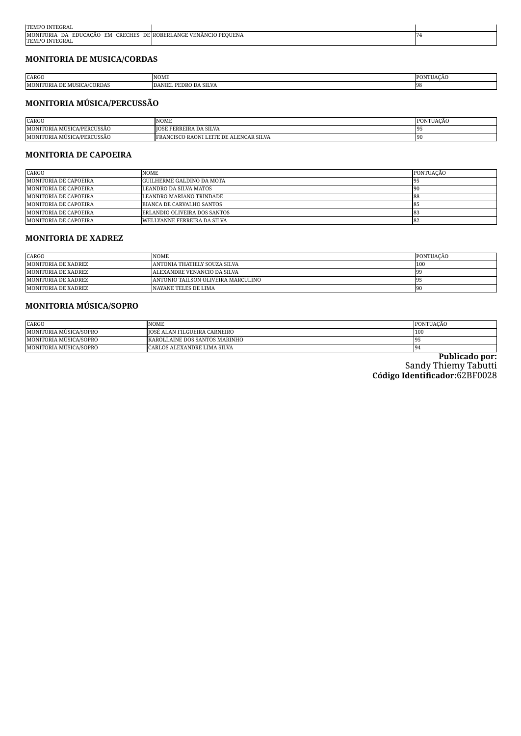| | | |
|---|---|---|
| TEMPO INTEGRAL | | |
| MONITORIA DA EDUCAÇÃO EM CRECHES DE TEMPO INTEGRAL | ROBERLANGE VENÂNCIO PEQUENA | 74 |

## MONITORIA DE MUSICA/CORDAS

| CARGO | NOME | PONTUAÇÃO |
|---|---|---|
| MONITORIA DE MUSICA/CORDAS | DANIEL PEDRO DA SILVA | 98 |

## MONITORIA MÚSICA/PERCUSSÃO

| CARGO | NOME | PONTUAÇÃO |
|---|---|---|
| MONITORIA MÚSICA/PERCUSSÃO | JOSE FERREIRA DA SILVA | 95 |
| MONITORIA MÚSICA/PERCUSSÃO | FRANCISCO RAONI LEITE DE ALENCAR SILVA | 90 |

## MONITORIA DE CAPOEIRA

| CARGO | NOME | PONTUAÇÃO |
|---|---|---|
| MONITORIA DE CAPOEIRA | GUILHERME GALDINO DA MOTA | 95 |
| MONITORIA DE CAPOEIRA | LEANDRO DA SILVA MATOS | 90 |
| MONITORIA DE CAPOEIRA | LEANDRO MARIANO TRINDADE | 88 |
| MONITORIA DE CAPOEIRA | BIANCA DE CARVALHO SANTOS | 85 |
| MONITORIA DE CAPOEIRA | ERLANDIO OLIVEIRA DOS SANTOS | 83 |
| MONITORIA DE CAPOEIRA | WELLYANNE FERREIRA DA SILVA | 82 |

## MONITORIA DE XADREZ

| CARGO | NOME | PONTUAÇÃO |
|---|---|---|
| MONITORIA DE XADREZ | ANTONIA THATIELY SOUZA SILVA | 100 |
| MONITORIA DE XADREZ | ALEXANDRE VENANCIO DA SILVA | 99 |
| MONITORIA DE XADREZ | ANTONIO TAILSON OLIVEIRA MARCULINO | 95 |
| MONITORIA DE XADREZ | NAYANE TELES DE LIMA | 90 |

## MONITORIA MÚSICA/SOPRO

| CARGO | NOME | PONTUAÇÃO |
|---|---|---|
| MONITORIA MÚSICA/SOPRO | JOSÉ ALAN FILGUEIRA CARNEIRO | 100 |
| MONITORIA MÚSICA/SOPRO | KAROLLAINE DOS SANTOS MARINHO | 95 |
| MONITORIA MÚSICA/SOPRO | CARLOS ALEXANDRE LIMA SILVA | 94 |

**Publicado por:**
Sandy Thiemy Tabutti
**Código Identificador:**62BF0028